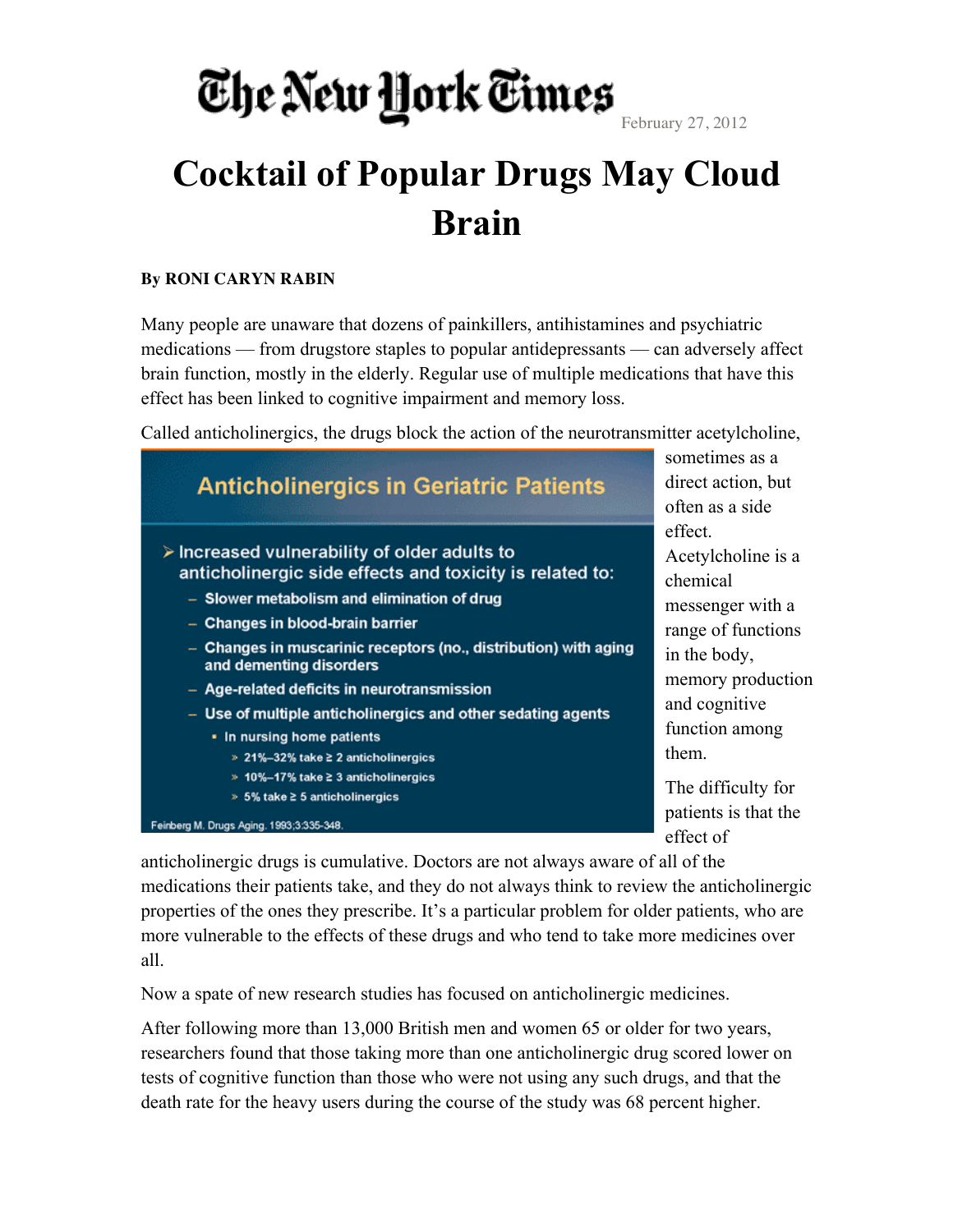The New York Times

February 27, 2012

# Cocktail of Popular Drugs May Cloud Brain

**By RONI CARYN RABIN**

Many people are unaware that dozens of painkillers, antihistamines and psychiatric medications — from drugstore staples to popular antidepressants — can adversely affect brain function, mostly in the elderly. Regular use of multiple medications that have this effect has been linked to cognitive impairment and memory loss.

Called anticholinergics, the drugs block the action of the neurotransmitter acetylcholine, sometimes as a direct action, but often as a side effect. Acetylcholine is a chemical messenger with a range of functions in the body, memory production and cognitive function among them.

**Anticholinergics in Geriatric Patients**

- Increased vulnerability of older adults to anticholinergic side effects and toxicity is related to:
  - Slower metabolism and elimination of drug
  - Changes in blood-brain barrier
  - Changes in muscarinic receptors (no., distribution) with aging and dementing disorders
  - Age-related deficits in neurotransmission
  - Use of multiple anticholinergics and other sedating agents
    - In nursing home patients
      - 21%–32% take ≥ 2 anticholinergics
      - 10%–17% take ≥ 3 anticholinergics
      - 5% take ≥ 5 anticholinergics

Feinberg M. Drugs Aging. 1993;3:335-348.

The difficulty for patients is that the effect of anticholinergic drugs is cumulative. Doctors are not always aware of all of the medications their patients take, and they do not always think to review the anticholinergic properties of the ones they prescribe. It's a particular problem for older patients, who are more vulnerable to the effects of these drugs and who tend to take more medicines over all.

Now a spate of new research studies has focused on anticholinergic medicines.

After following more than 13,000 British men and women 65 or older for two years, researchers found that those taking more than one anticholinergic drug scored lower on tests of cognitive function than those who were not using any such drugs, and that the death rate for the heavy users during the course of the study was 68 percent higher.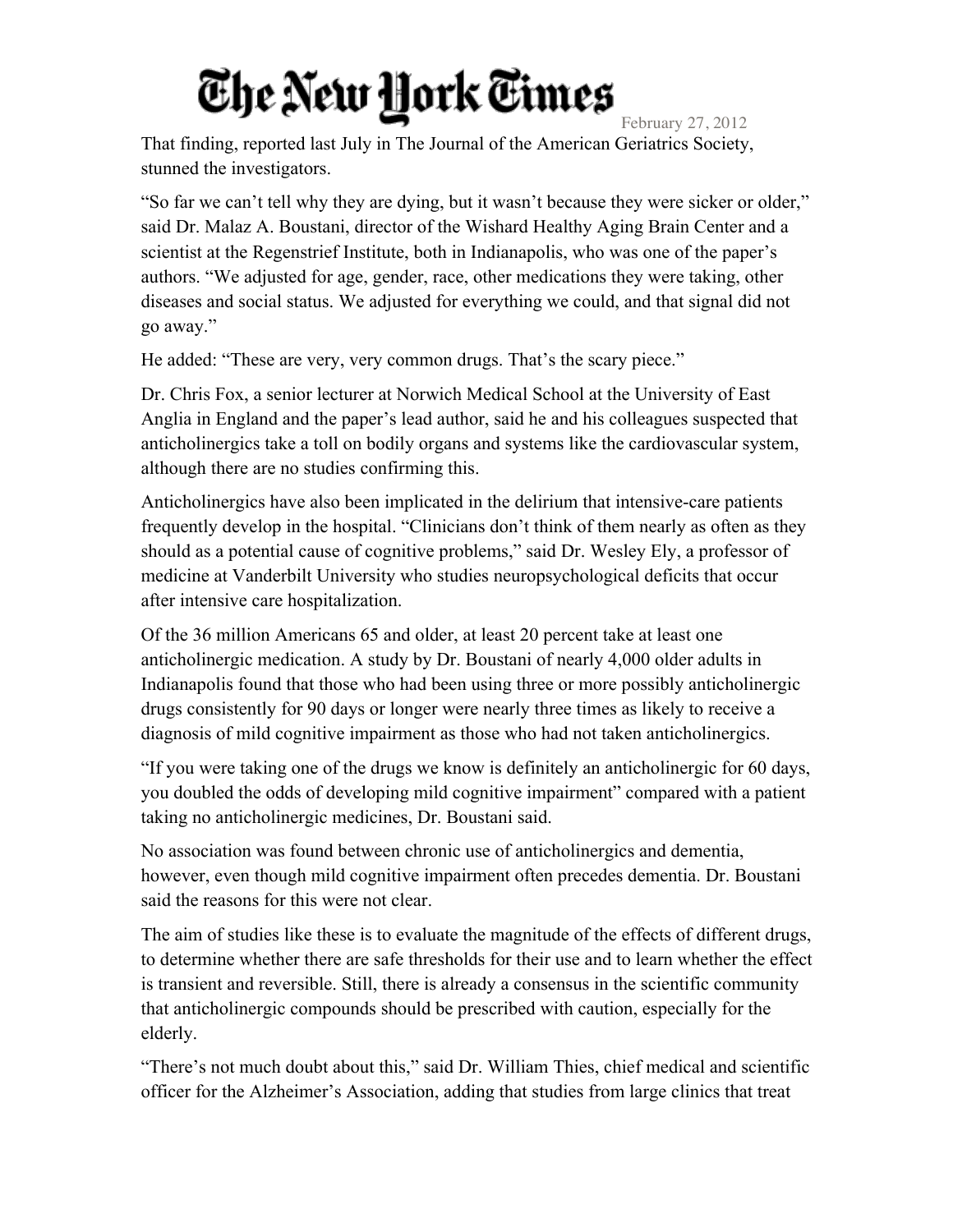That finding, reported last July in The Journal of the American Geriatrics Society, stunned the investigators.

"So far we can't tell why they are dying, but it wasn't because they were sicker or older," said Dr. Malaz A. Boustani, director of the Wishard Healthy Aging Brain Center and a scientist at the Regenstrief Institute, both in Indianapolis, who was one of the paper's authors. "We adjusted for age, gender, race, other medications they were taking, other diseases and social status. We adjusted for everything we could, and that signal did not go away."

He added: "These are very, very common drugs. That's the scary piece."

Dr. Chris Fox, a senior lecturer at Norwich Medical School at the University of East Anglia in England and the paper's lead author, said he and his colleagues suspected that anticholinergics take a toll on bodily organs and systems like the cardiovascular system, although there are no studies confirming this.

Anticholinergics have also been implicated in the delirium that intensive-care patients frequently develop in the hospital. "Clinicians don't think of them nearly as often as they should as a potential cause of cognitive problems," said Dr. Wesley Ely, a professor of medicine at Vanderbilt University who studies neuropsychological deficits that occur after intensive care hospitalization.

Of the 36 million Americans 65 and older, at least 20 percent take at least one anticholinergic medication. A study by Dr. Boustani of nearly 4,000 older adults in Indianapolis found that those who had been using three or more possibly anticholinergic drugs consistently for 90 days or longer were nearly three times as likely to receive a diagnosis of mild cognitive impairment as those who had not taken anticholinergics.

"If you were taking one of the drugs we know is definitely an anticholinergic for 60 days, you doubled the odds of developing mild cognitive impairment" compared with a patient taking no anticholinergic medicines, Dr. Boustani said.

No association was found between chronic use of anticholinergics and dementia, however, even though mild cognitive impairment often precedes dementia. Dr. Boustani said the reasons for this were not clear.

The aim of studies like these is to evaluate the magnitude of the effects of different drugs, to determine whether there are safe thresholds for their use and to learn whether the effect is transient and reversible. Still, there is already a consensus in the scientific community that anticholinergic compounds should be prescribed with caution, especially for the elderly.

"There's not much doubt about this," said Dr. William Thies, chief medical and scientific officer for the Alzheimer's Association, adding that studies from large clinics that treat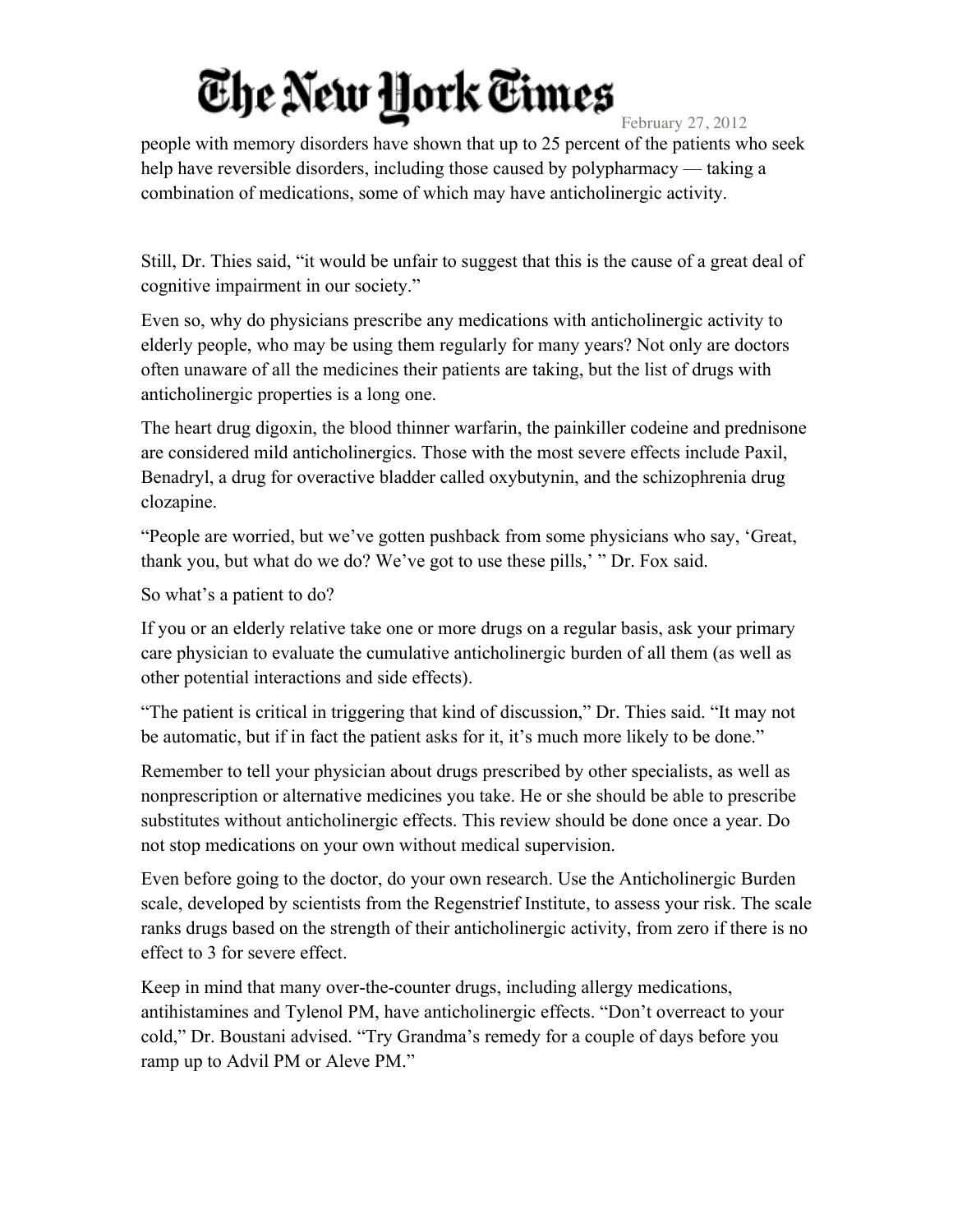people with memory disorders have shown that up to 25 percent of the patients who seek help have reversible disorders, including those caused by polypharmacy — taking a combination of medications, some of which may have anticholinergic activity.

Still, Dr. Thies said, "it would be unfair to suggest that this is the cause of a great deal of cognitive impairment in our society."

Even so, why do physicians prescribe any medications with anticholinergic activity to elderly people, who may be using them regularly for many years? Not only are doctors often unaware of all the medicines their patients are taking, but the list of drugs with anticholinergic properties is a long one.

The heart drug digoxin, the blood thinner warfarin, the painkiller codeine and prednisone are considered mild anticholinergics. Those with the most severe effects include Paxil, Benadryl, a drug for overactive bladder called oxybutynin, and the schizophrenia drug clozapine.

"People are worried, but we've gotten pushback from some physicians who say, 'Great, thank you, but what do we do? We've got to use these pills,' " Dr. Fox said.

So what's a patient to do?

If you or an elderly relative take one or more drugs on a regular basis, ask your primary care physician to evaluate the cumulative anticholinergic burden of all them (as well as other potential interactions and side effects).

"The patient is critical in triggering that kind of discussion," Dr. Thies said. "It may not be automatic, but if in fact the patient asks for it, it's much more likely to be done."

Remember to tell your physician about drugs prescribed by other specialists, as well as nonprescription or alternative medicines you take. He or she should be able to prescribe substitutes without anticholinergic effects. This review should be done once a year. Do not stop medications on your own without medical supervision.

Even before going to the doctor, do your own research. Use the Anticholinergic Burden scale, developed by scientists from the Regenstrief Institute, to assess your risk. The scale ranks drugs based on the strength of their anticholinergic activity, from zero if there is no effect to 3 for severe effect.

Keep in mind that many over-the-counter drugs, including allergy medications, antihistamines and Tylenol PM, have anticholinergic effects. "Don't overreact to your cold," Dr. Boustani advised. "Try Grandma's remedy for a couple of days before you ramp up to Advil PM or Aleve PM."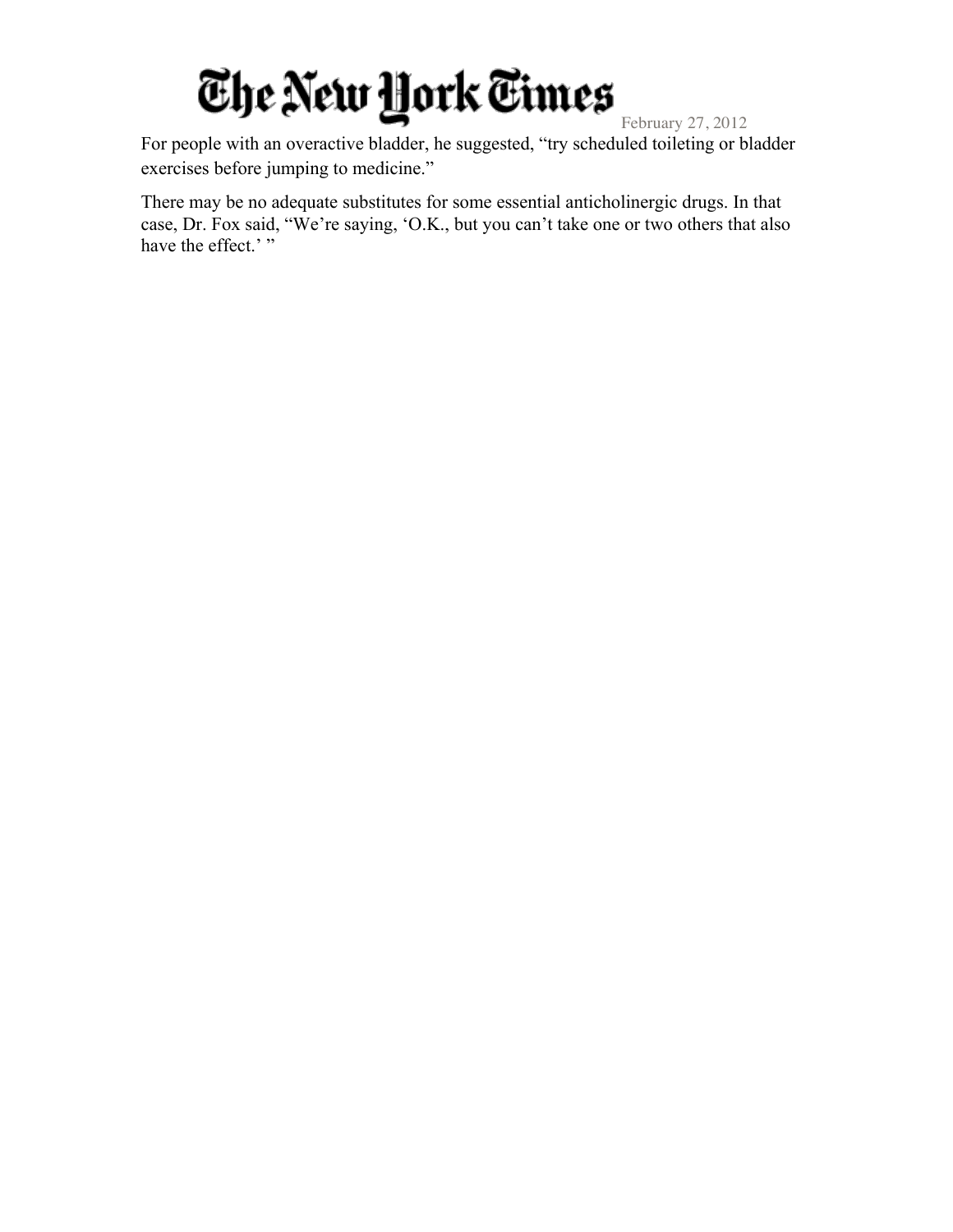For people with an overactive bladder, he suggested, “try scheduled toileting or bladder exercises before jumping to medicine.”

There may be no adequate substitutes for some essential anticholinergic drugs. In that case, Dr. Fox said, “We’re saying, ‘O.K., but you can’t take one or two others that also have the effect.’ ”